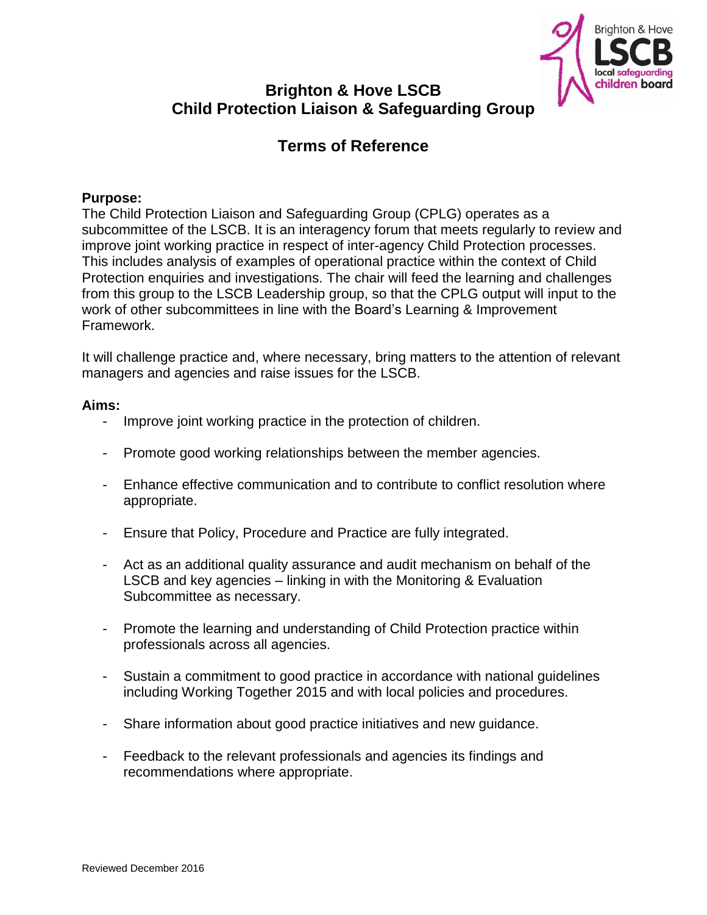# Brighton & Hove LSCB
# Child Protection Liaison & Safeguarding Group

## Terms of Reference

**Purpose:**

The Child Protection Liaison and Safeguarding Group (CPLG) operates as a subcommittee of the LSCB. It is an interagency forum that meets regularly to review and improve joint working practice in respect of inter-agency Child Protection processes. This includes analysis of examples of operational practice within the context of Child Protection enquiries and investigations. The chair will feed the learning and challenges from this group to the LSCB Leadership group, so that the CPLG output will input to the work of other subcommittees in line with the Board's Learning & Improvement Framework.

It will challenge practice and, where necessary, bring matters to the attention of relevant managers and agencies and raise issues for the LSCB.

**Aims:**

- Improve joint working practice in the protection of children.
- Promote good working relationships between the member agencies.
- Enhance effective communication and to contribute to conflict resolution where appropriate.
- Ensure that Policy, Procedure and Practice are fully integrated.
- Act as an additional quality assurance and audit mechanism on behalf of the LSCB and key agencies – linking in with the Monitoring & Evaluation Subcommittee as necessary.
- Promote the learning and understanding of Child Protection practice within professionals across all agencies.
- Sustain a commitment to good practice in accordance with national guidelines including Working Together 2015 and with local policies and procedures.
- Share information about good practice initiatives and new guidance.
- Feedback to the relevant professionals and agencies its findings and recommendations where appropriate.

Reviewed December 2016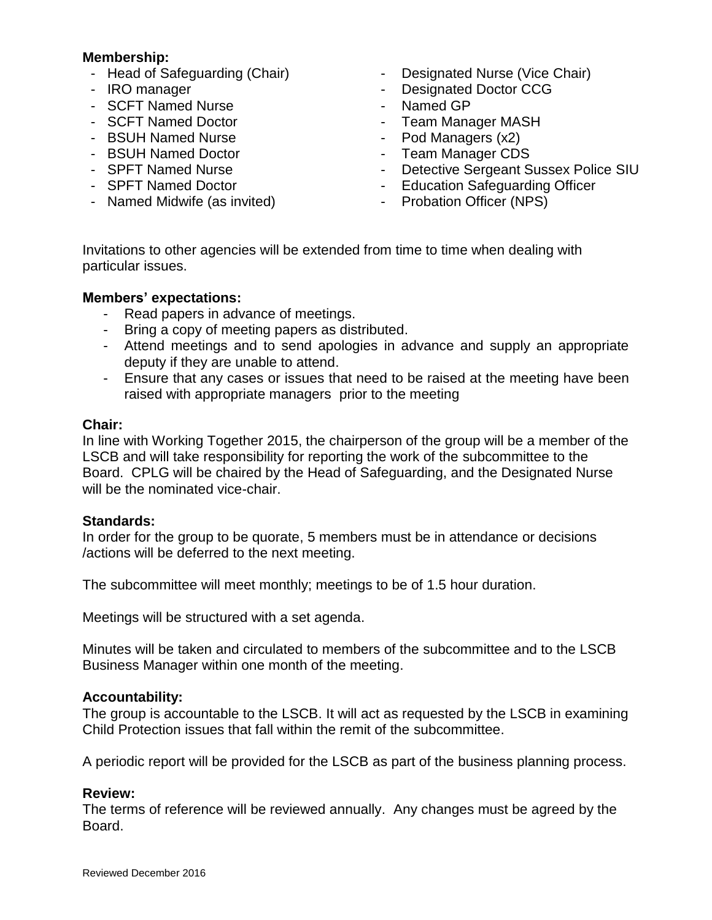**Membership:**

- Head of Safeguarding (Chair)
- IRO manager
- SCFT Named Nurse
- SCFT Named Doctor
- BSUH Named Nurse
- BSUH Named Doctor
- SPFT Named Nurse
- SPFT Named Doctor
- Named Midwife (as invited)
- Designated Nurse (Vice Chair)
- Designated Doctor CCG
- Named GP
- Team Manager MASH
- Pod Managers (x2)
- Team Manager CDS
- Detective Sergeant Sussex Police SIU
- Education Safeguarding Officer
- Probation Officer (NPS)

Invitations to other agencies will be extended from time to time when dealing with particular issues.

**Members' expectations:**

- Read papers in advance of meetings.
- Bring a copy of meeting papers as distributed.
- Attend meetings and to send apologies in advance and supply an appropriate deputy if they are unable to attend.
- Ensure that any cases or issues that need to be raised at the meeting have been raised with appropriate managers prior to the meeting

**Chair:**

In line with Working Together 2015, the chairperson of the group will be a member of the LSCB and will take responsibility for reporting the work of the subcommittee to the Board. CPLG will be chaired by the Head of Safeguarding, and the Designated Nurse will be the nominated vice-chair.

**Standards:**

In order for the group to be quorate, 5 members must be in attendance or decisions /actions will be deferred to the next meeting.

The subcommittee will meet monthly; meetings to be of 1.5 hour duration.

Meetings will be structured with a set agenda.

Minutes will be taken and circulated to members of the subcommittee and to the LSCB Business Manager within one month of the meeting.

**Accountability:**

The group is accountable to the LSCB. It will act as requested by the LSCB in examining Child Protection issues that fall within the remit of the subcommittee.

A periodic report will be provided for the LSCB as part of the business planning process.

**Review:**

The terms of reference will be reviewed annually. Any changes must be agreed by the Board.

Reviewed December 2016